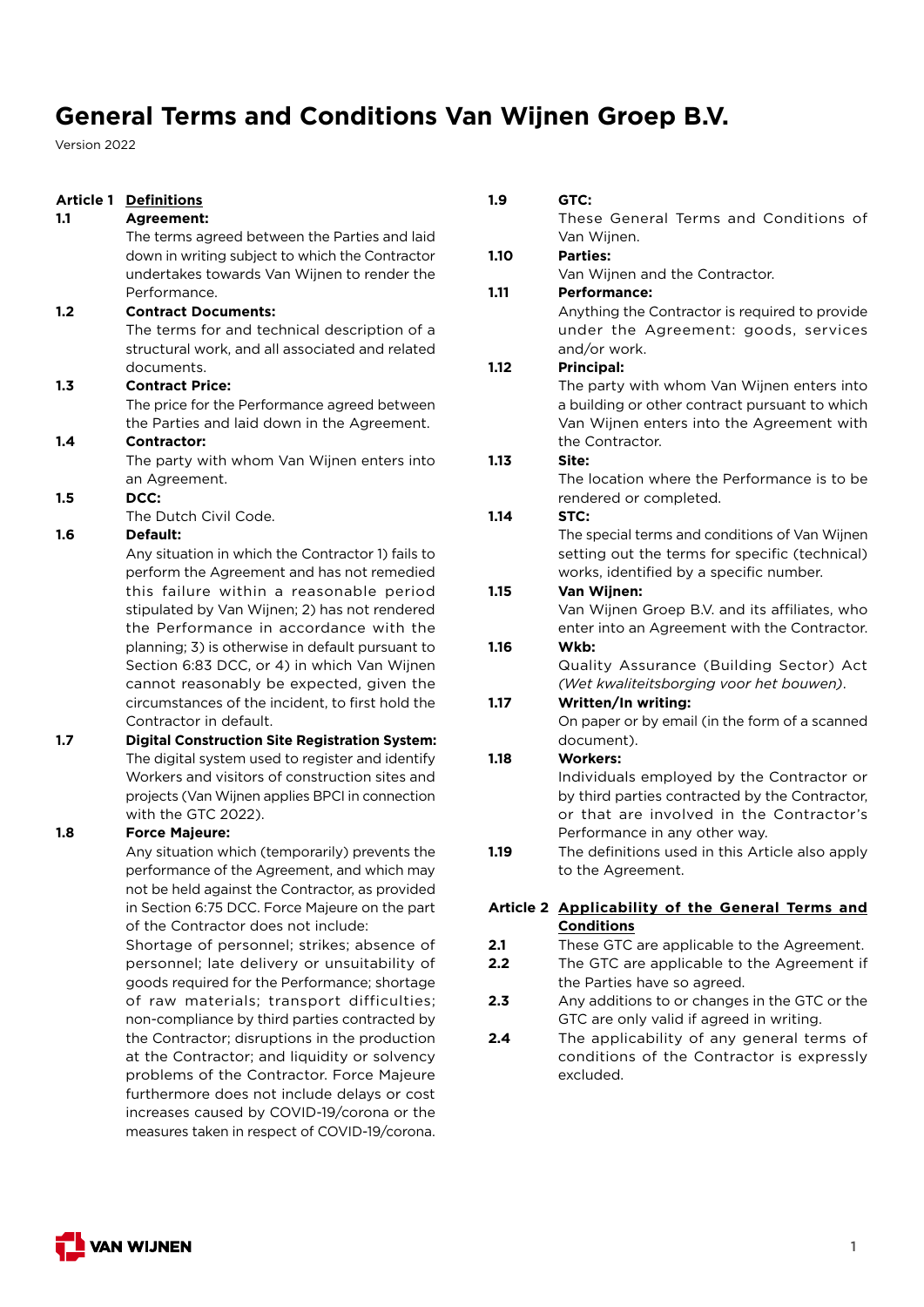# General Terms and Conditions Van Wijnen Groep B.V.

Version 2022

## Article 1 Definitions

**1.1 Agreement:**
The terms agreed between the Parties and laid down in writing subject to which the Contractor undertakes towards Van Wijnen to render the Performance.

**1.2 Contract Documents:**
The terms for and technical description of a structural work, and all associated and related documents.

**1.3 Contract Price:**
The price for the Performance agreed between the Parties and laid down in the Agreement.

**1.4 Contractor:**
The party with whom Van Wijnen enters into an Agreement.

**1.5 DCC:**
The Dutch Civil Code.

**1.6 Default:**
Any situation in which the Contractor 1) fails to perform the Agreement and has not remedied this failure within a reasonable period stipulated by Van Wijnen; 2) has not rendered the Performance in accordance with the planning; 3) is otherwise in default pursuant to Section 6:83 DCC, or 4) in which Van Wijnen cannot reasonably be expected, given the circumstances of the incident, to first hold the Contractor in default.

**1.7 Digital Construction Site Registration System:**
The digital system used to register and identify Workers and visitors of construction sites and projects (Van Wijnen applies BPCI in connection with the GTC 2022).

**1.8 Force Majeure:**
Any situation which (temporarily) prevents the performance of the Agreement, and which may not be held against the Contractor, as provided in Section 6:75 DCC. Force Majeure on the part of the Contractor does not include:
Shortage of personnel; strikes; absence of personnel; late delivery or unsuitability of goods required for the Performance; shortage of raw materials; transport difficulties; non-compliance by third parties contracted by the Contractor; disruptions in the production at the Contractor; and liquidity or solvency problems of the Contractor. Force Majeure furthermore does not include delays or cost increases caused by COVID-19/corona or the measures taken in respect of COVID-19/corona.

**1.9 GTC:**
These General Terms and Conditions of Van Wijnen.

**1.10 Parties:**
Van Wijnen and the Contractor.

**1.11 Performance:**
Anything the Contractor is required to provide under the Agreement: goods, services and/or work.

**1.12 Principal:**
The party with whom Van Wijnen enters into a building or other contract pursuant to which Van Wijnen enters into the Agreement with the Contractor.

**1.13 Site:**
The location where the Performance is to be rendered or completed.

**1.14 STC:**
The special terms and conditions of Van Wijnen setting out the terms for specific (technical) works, identified by a specific number.

**1.15 Van Wijnen:**
Van Wijnen Groep B.V. and its affiliates, who enter into an Agreement with the Contractor.

**1.16 Wkb:**
Quality Assurance (Building Sector) Act *(Wet kwaliteitsborging voor het bouwen)*.

**1.17 Written/In writing:**
On paper or by email (in the form of a scanned document).

**1.18 Workers:**
Individuals employed by the Contractor or by third parties contracted by the Contractor, or that are involved in the Contractor's Performance in any other way.

**1.19** The definitions used in this Article also apply to the Agreement.

## Article 2 Applicability of the General Terms and Conditions

**2.1** These GTC are applicable to the Agreement.

**2.2** The GTC are applicable to the Agreement if the Parties have so agreed.

**2.3** Any additions to or changes in the GTC or the GTC are only valid if agreed in writing.

**2.4** The applicability of any general terms of conditions of the Contractor is expressly excluded.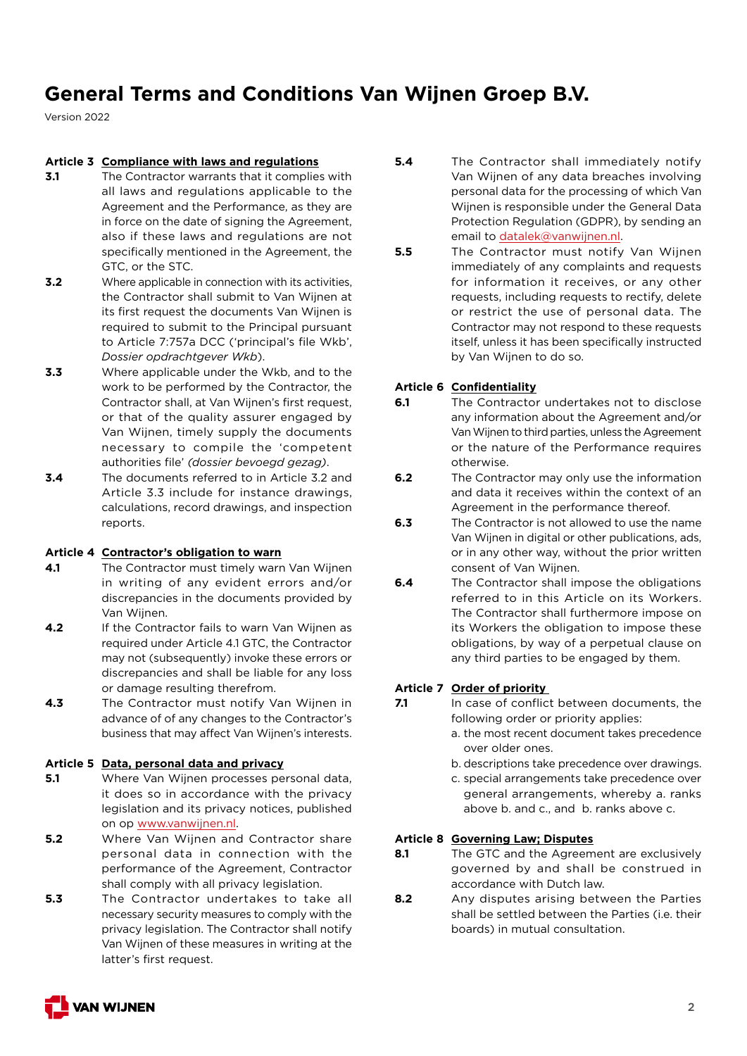# General Terms and Conditions Van Wijnen Groep B.V.

Version 2022

**Article 3 Compliance with laws and regulations**

**3.1** The Contractor warrants that it complies with all laws and regulations applicable to the Agreement and the Performance, as they are in force on the date of signing the Agreement, also if these laws and regulations are not specifically mentioned in the Agreement, the GTC, or the STC.

**3.2** Where applicable in connection with its activities, the Contractor shall submit to Van Wijnen at its first request the documents Van Wijnen is required to submit to the Principal pursuant to Article 7:757a DCC ('principal's file Wkb', *Dossier opdrachtgever Wkb*).

**3.3** Where applicable under the Wkb, and to the work to be performed by the Contractor, the Contractor shall, at Van Wijnen's first request, or that of the quality assurer engaged by Van Wijnen, timely supply the documents necessary to compile the 'competent authorities file' *(dossier bevoegd gezag)*.

**3.4** The documents referred to in Article 3.2 and Article 3.3 include for instance drawings, calculations, record drawings, and inspection reports.

**Article 4 Contractor's obligation to warn**

**4.1** The Contractor must timely warn Van Wijnen in writing of any evident errors and/or discrepancies in the documents provided by Van Wijnen.

**4.2** If the Contractor fails to warn Van Wijnen as required under Article 4.1 GTC, the Contractor may not (subsequently) invoke these errors or discrepancies and shall be liable for any loss or damage resulting therefrom.

**4.3** The Contractor must notify Van Wijnen in advance of of any changes to the Contractor's business that may affect Van Wijnen's interests.

**Article 5 Data, personal data and privacy**

**5.1** Where Van Wijnen processes personal data, it does so in accordance with the privacy legislation and its privacy notices, published on op www.vanwijnen.nl.

**5.2** Where Van Wijnen and Contractor share personal data in connection with the performance of the Agreement, Contractor shall comply with all privacy legislation.

**5.3** The Contractor undertakes to take all necessary security measures to comply with the privacy legislation. The Contractor shall notify Van Wijnen of these measures in writing at the latter's first request.

**5.4** The Contractor shall immediately notify Van Wijnen of any data breaches involving personal data for the processing of which Van Wijnen is responsible under the General Data Protection Regulation (GDPR), by sending an email to datalek@vanwijnen.nl.

**5.5** The Contractor must notify Van Wijnen immediately of any complaints and requests for information it receives, or any other requests, including requests to rectify, delete or restrict the use of personal data. The Contractor may not respond to these requests itself, unless it has been specifically instructed by Van Wijnen to do so.

**Article 6 Confidentiality**

**6.1** The Contractor undertakes not to disclose any information about the Agreement and/or Van Wijnen to third parties, unless the Agreement or the nature of the Performance requires otherwise.

**6.2** The Contractor may only use the information and data it receives within the context of an Agreement in the performance thereof.

**6.3** The Contractor is not allowed to use the name Van Wijnen in digital or other publications, ads, or in any other way, without the prior written consent of Van Wijnen.

**6.4** The Contractor shall impose the obligations referred to in this Article on its Workers. The Contractor shall furthermore impose on its Workers the obligation to impose these obligations, by way of a perpetual clause on any third parties to be engaged by them.

**Article 7 Order of priority**

**7.1** In case of conflict between documents, the following order or priority applies:

a. the most recent document takes precedence over older ones.

b. descriptions take precedence over drawings.

c. special arrangements take precedence over general arrangements, whereby a. ranks above b. and c., and b. ranks above c.

**Article 8 Governing Law; Disputes**

**8.1** The GTC and the Agreement are exclusively governed by and shall be construed in accordance with Dutch law.

**8.2** Any disputes arising between the Parties shall be settled between the Parties (i.e. their boards) in mutual consultation.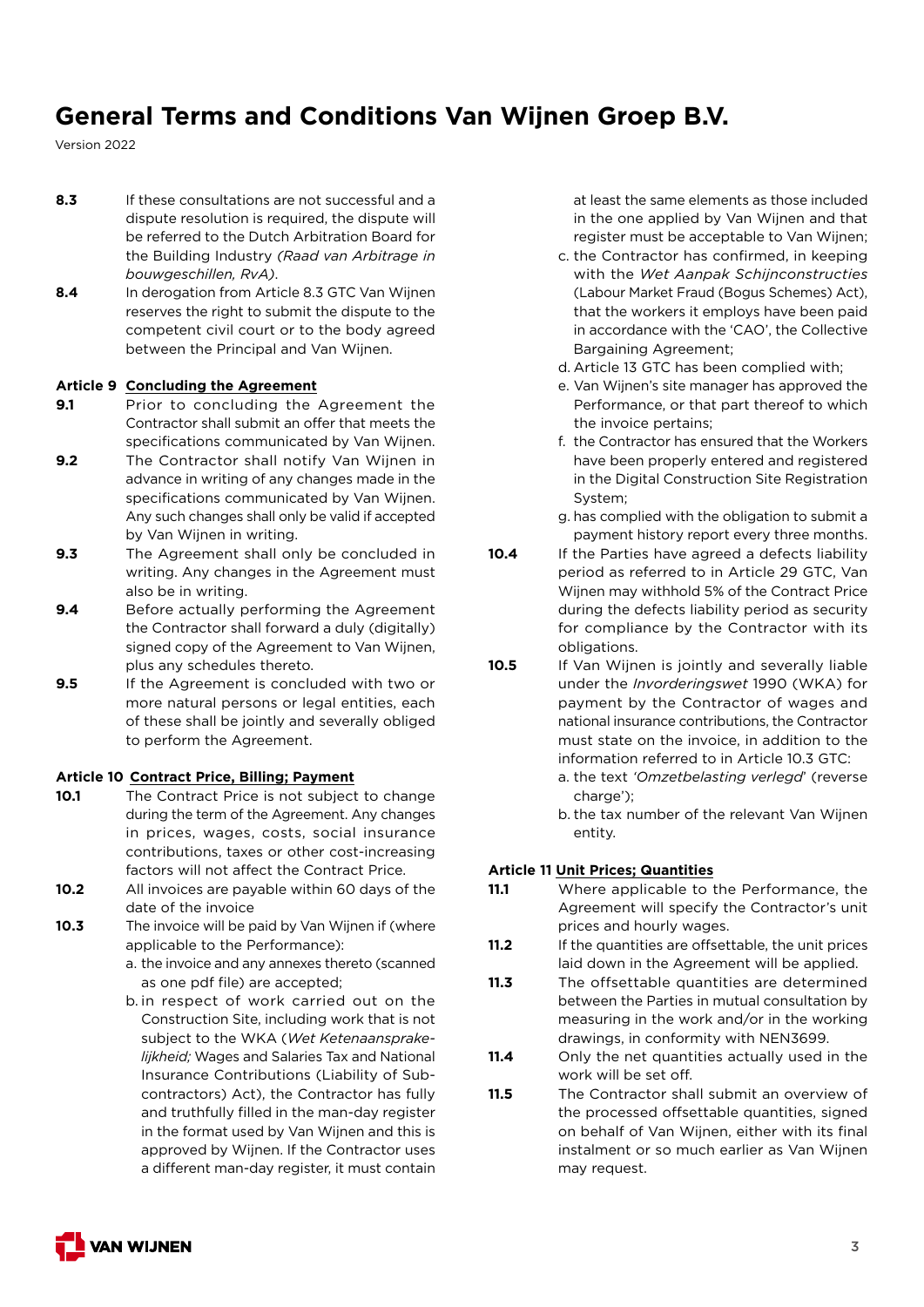**8.3** If these consultations are not successful and a dispute resolution is required, the dispute will be referred to the Dutch Arbitration Board for the Building Industry *(Raad van Arbitrage in bouwgeschillen, RvA)*.

**8.4** In derogation from Article 8.3 GTC Van Wijnen reserves the right to submit the dispute to the competent civil court or to the body agreed between the Principal and Van Wijnen.

### Article 9 Concluding the Agreement

**9.1** Prior to concluding the Agreement the Contractor shall submit an offer that meets the specifications communicated by Van Wijnen.

**9.2** The Contractor shall notify Van Wijnen in advance in writing of any changes made in the specifications communicated by Van Wijnen. Any such changes shall only be valid if accepted by Van Wijnen in writing.

**9.3** The Agreement shall only be concluded in writing. Any changes in the Agreement must also be in writing.

**9.4** Before actually performing the Agreement the Contractor shall forward a duly (digitally) signed copy of the Agreement to Van Wijnen, plus any schedules thereto.

**9.5** If the Agreement is concluded with two or more natural persons or legal entities, each of these shall be jointly and severally obliged to perform the Agreement.

### Article 10 Contract Price, Billing; Payment

**10.1** The Contract Price is not subject to change during the term of the Agreement. Any changes in prices, wages, costs, social insurance contributions, taxes or other cost-increasing factors will not affect the Contract Price.

**10.2** All invoices are payable within 60 days of the date of the invoice

**10.3** The invoice will be paid by Van Wijnen if (where applicable to the Performance):

a. the invoice and any annexes thereto (scanned as one pdf file) are accepted;

b. in respect of work carried out on the Construction Site, including work that is not subject to the WKA (*Wet Ketenaansprakelijkheid;* Wages and Salaries Tax and National Insurance Contributions (Liability of Subcontractors) Act), the Contractor has fully and truthfully filled in the man-day register in the format used by Van Wijnen and this is approved by Wijnen. If the Contractor uses a different man-day register, it must contain at least the same elements as those included in the one applied by Van Wijnen and that register must be acceptable to Van Wijnen;

c. the Contractor has confirmed, in keeping with the *Wet Aanpak Schijnconstructies* (Labour Market Fraud (Bogus Schemes) Act), that the workers it employs have been paid in accordance with the 'CAO', the Collective Bargaining Agreement;

d. Article 13 GTC has been complied with;

e. Van Wijnen's site manager has approved the Performance, or that part thereof to which the invoice pertains;

f. the Contractor has ensured that the Workers have been properly entered and registered in the Digital Construction Site Registration System;

g. has complied with the obligation to submit a payment history report every three months.

**10.4** If the Parties have agreed a defects liability period as referred to in Article 29 GTC, Van Wijnen may withhold 5% of the Contract Price during the defects liability period as security for compliance by the Contractor with its obligations.

**10.5** If Van Wijnen is jointly and severally liable under the *Invorderingswet* 1990 (WKA) for payment by the Contractor of wages and national insurance contributions, the Contractor must state on the invoice, in addition to the information referred to in Article 10.3 GTC:

a. the text *'Omzetbelasting verlegd*' (reverse charge');

b. the tax number of the relevant Van Wijnen entity.

### Article 11 Unit Prices; Quantities

**11.1** Where applicable to the Performance, the Agreement will specify the Contractor's unit prices and hourly wages.

**11.2** If the quantities are offsettable, the unit prices laid down in the Agreement will be applied.

**11.3** The offsettable quantities are determined between the Parties in mutual consultation by measuring in the work and/or in the working drawings, in conformity with NEN3699.

**11.4** Only the net quantities actually used in the work will be set off.

**11.5** The Contractor shall submit an overview of the processed offsettable quantities, signed on behalf of Van Wijnen, either with its final instalment or so much earlier as Van Wijnen may request.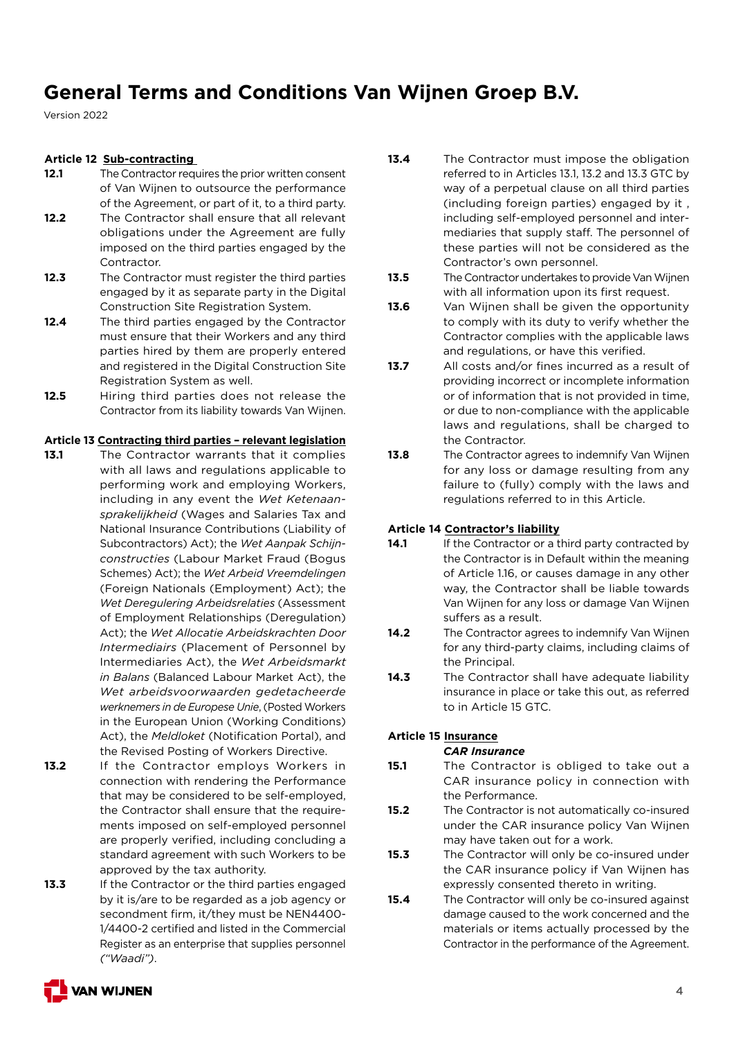# General Terms and Conditions Van Wijnen Groep B.V.

Version 2022

### Article 12 Sub-contracting

**12.1** The Contractor requires the prior written consent of Van Wijnen to outsource the performance of the Agreement, or part of it, to a third party.

**12.2** The Contractor shall ensure that all relevant obligations under the Agreement are fully imposed on the third parties engaged by the Contractor.

**12.3** The Contractor must register the third parties engaged by it as separate party in the Digital Construction Site Registration System.

**12.4** The third parties engaged by the Contractor must ensure that their Workers and any third parties hired by them are properly entered and registered in the Digital Construction Site Registration System as well.

**12.5** Hiring third parties does not release the Contractor from its liability towards Van Wijnen.

### Article 13 Contracting third parties – relevant legislation

**13.1** The Contractor warrants that it complies with all laws and regulations applicable to performing work and employing Workers, including in any event the *Wet Ketenaansprakelijkheid* (Wages and Salaries Tax and National Insurance Contributions (Liability of Subcontractors) Act); the *Wet Aanpak Schijnconstructies* (Labour Market Fraud (Bogus Schemes) Act); the *Wet Arbeid Vreemdelingen* (Foreign Nationals (Employment) Act); the *Wet Deregulering Arbeidsrelaties* (Assessment of Employment Relationships (Deregulation) Act); the *Wet Allocatie Arbeidskrachten Door Intermediairs* (Placement of Personnel by Intermediaries Act), the *Wet Arbeidsmarkt in Balans* (Balanced Labour Market Act), the *Wet arbeidsvoorwaarden gedetacheerde werknemers in de Europese Unie*, (Posted Workers in the European Union (Working Conditions) Act), the *Meldloket* (Notification Portal), and the Revised Posting of Workers Directive.

**13.2** If the Contractor employs Workers in connection with rendering the Performance that may be considered to be self-employed, the Contractor shall ensure that the requirements imposed on self-employed personnel are properly verified, including concluding a standard agreement with such Workers to be approved by the tax authority.

**13.3** If the Contractor or the third parties engaged by it is/are to be regarded as a job agency or secondment firm, it/they must be NEN4400-1/4400-2 certified and listed in the Commercial Register as an enterprise that supplies personnel *("Waadi")*.

**13.4** The Contractor must impose the obligation referred to in Articles 13.1, 13.2 and 13.3 GTC by way of a perpetual clause on all third parties (including foreign parties) engaged by it , including self-employed personnel and intermediaries that supply staff. The personnel of these parties will not be considered as the Contractor's own personnel.

**13.5** The Contractor undertakes to provide Van Wijnen with all information upon its first request.

**13.6** Van Wijnen shall be given the opportunity to comply with its duty to verify whether the Contractor complies with the applicable laws and regulations, or have this verified.

**13.7** All costs and/or fines incurred as a result of providing incorrect or incomplete information or of information that is not provided in time, or due to non-compliance with the applicable laws and regulations, shall be charged to the Contractor.

**13.8** The Contractor agrees to indemnify Van Wijnen for any loss or damage resulting from any failure to (fully) comply with the laws and regulations referred to in this Article.

### Article 14 Contractor's liability

**14.1** If the Contractor or a third party contracted by the Contractor is in Default within the meaning of Article 1.16, or causes damage in any other way, the Contractor shall be liable towards Van Wijnen for any loss or damage Van Wijnen suffers as a result.

**14.2** The Contractor agrees to indemnify Van Wijnen for any third-party claims, including claims of the Principal.

**14.3** The Contractor shall have adequate liability insurance in place or take this out, as referred to in Article 15 GTC.

### Article 15 Insurance

***CAR Insurance***

**15.1** The Contractor is obliged to take out a CAR insurance policy in connection with the Performance.

**15.2** The Contractor is not automatically co-insured under the CAR insurance policy Van Wijnen may have taken out for a work.

**15.3** The Contractor will only be co-insured under the CAR insurance policy if Van Wijnen has expressly consented thereto in writing.

**15.4** The Contractor will only be co-insured against damage caused to the work concerned and the materials or items actually processed by the Contractor in the performance of the Agreement.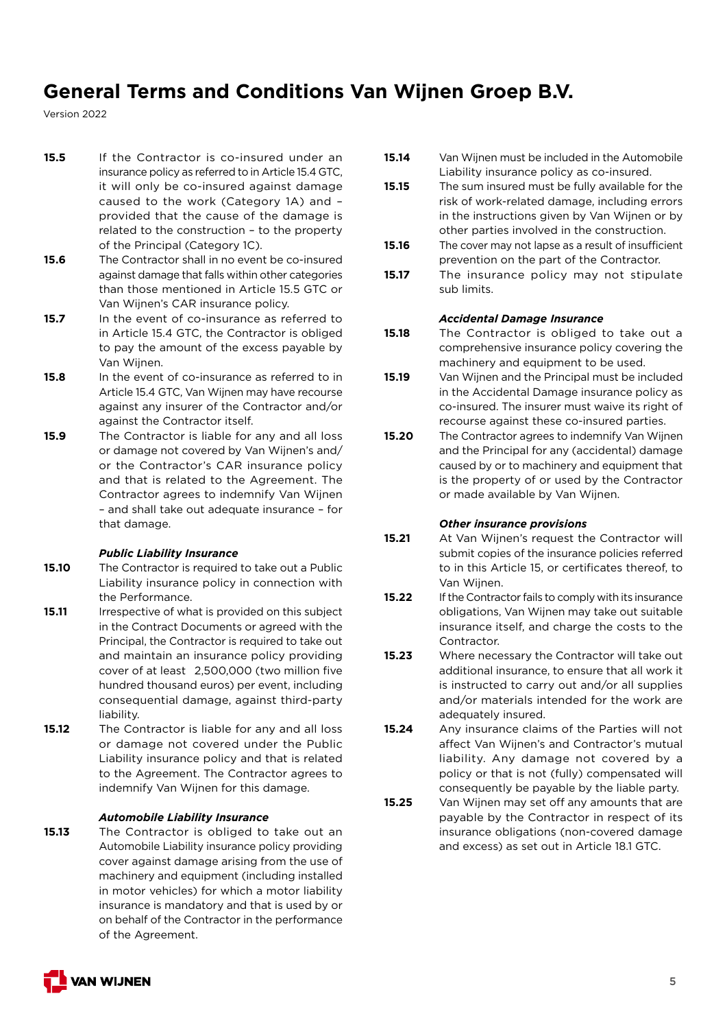# General Terms and Conditions Van Wijnen Groep B.V.

Version 2022

**15.5** If the Contractor is co-insured under an insurance policy as referred to in Article 15.4 GTC, it will only be co-insured against damage caused to the work (Category 1A) and – provided that the cause of the damage is related to the construction – to the property of the Principal (Category 1C).

**15.6** The Contractor shall in no event be co-insured against damage that falls within other categories than those mentioned in Article 15.5 GTC or Van Wijnen's CAR insurance policy.

**15.7** In the event of co-insurance as referred to in Article 15.4 GTC, the Contractor is obliged to pay the amount of the excess payable by Van Wijnen.

**15.8** In the event of co-insurance as referred to in Article 15.4 GTC, Van Wijnen may have recourse against any insurer of the Contractor and/or against the Contractor itself.

**15.9** The Contractor is liable for any and all loss or damage not covered by Van Wijnen's and/or the Contractor's CAR insurance policy and that is related to the Agreement. The Contractor agrees to indemnify Van Wijnen – and shall take out adequate insurance – for that damage.

***Public Liability Insurance***

**15.10** The Contractor is required to take out a Public Liability insurance policy in connection with the Performance.

**15.11** Irrespective of what is provided on this subject in the Contract Documents or agreed with the Principal, the Contractor is required to take out and maintain an insurance policy providing cover of at least 2,500,000 (two million five hundred thousand euros) per event, including consequential damage, against third-party liability.

**15.12** The Contractor is liable for any and all loss or damage not covered under the Public Liability insurance policy and that is related to the Agreement. The Contractor agrees to indemnify Van Wijnen for this damage.

***Automobile Liability Insurance***

**15.13** The Contractor is obliged to take out an Automobile Liability insurance policy providing cover against damage arising from the use of machinery and equipment (including installed in motor vehicles) for which a motor liability insurance is mandatory and that is used by or on behalf of the Contractor in the performance of the Agreement.

**15.14** Van Wijnen must be included in the Automobile Liability insurance policy as co-insured.

**15.15** The sum insured must be fully available for the risk of work-related damage, including errors in the instructions given by Van Wijnen or by other parties involved in the construction.

**15.16** The cover may not lapse as a result of insufficient prevention on the part of the Contractor.

**15.17** The insurance policy may not stipulate sub limits.

***Accidental Damage Insurance***

**15.18** The Contractor is obliged to take out a comprehensive insurance policy covering the machinery and equipment to be used.

**15.19** Van Wijnen and the Principal must be included in the Accidental Damage insurance policy as co-insured. The insurer must waive its right of recourse against these co-insured parties.

**15.20** The Contractor agrees to indemnify Van Wijnen and the Principal for any (accidental) damage caused by or to machinery and equipment that is the property of or used by the Contractor or made available by Van Wijnen.

***Other insurance provisions***

**15.21** At Van Wijnen's request the Contractor will submit copies of the insurance policies referred to in this Article 15, or certificates thereof, to Van Wijnen.

**15.22** If the Contractor fails to comply with its insurance obligations, Van Wijnen may take out suitable insurance itself, and charge the costs to the Contractor.

**15.23** Where necessary the Contractor will take out additional insurance, to ensure that all work it is instructed to carry out and/or all supplies and/or materials intended for the work are adequately insured.

**15.24** Any insurance claims of the Parties will not affect Van Wijnen's and Contractor's mutual liability. Any damage not covered by a policy or that is not (fully) compensated will consequently be payable by the liable party.

**15.25** Van Wijnen may set off any amounts that are payable by the Contractor in respect of its insurance obligations (non-covered damage and excess) as set out in Article 18.1 GTC.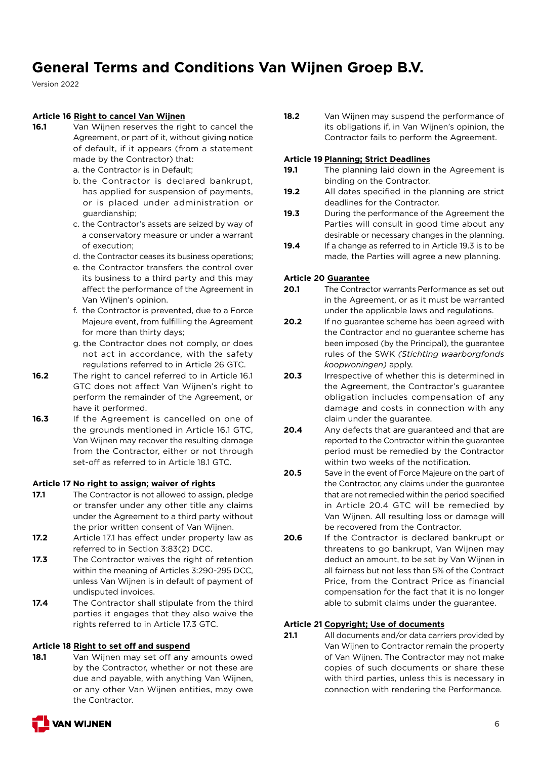# General Terms and Conditions Van Wijnen Groep B.V.

Version 2022

**Article 16 Right to cancel Van Wijnen**

**16.1** Van Wijnen reserves the right to cancel the Agreement, or part of it, without giving notice of default, if it appears (from a statement made by the Contractor) that:

a. the Contractor is in Default;
b. the Contractor is declared bankrupt, has applied for suspension of payments, or is placed under administration or guardianship;
c. the Contractor's assets are seized by way of a conservatory measure or under a warrant of execution;
d. the Contractor ceases its business operations;
e. the Contractor transfers the control over its business to a third party and this may affect the performance of the Agreement in Van Wijnen's opinion.
f. the Contractor is prevented, due to a Force Majeure event, from fulfilling the Agreement for more than thirty days;
g. the Contractor does not comply, or does not act in accordance, with the safety regulations referred to in Article 26 GTC.

**16.2** The right to cancel referred to in Article 16.1 GTC does not affect Van Wijnen's right to perform the remainder of the Agreement, or have it performed.

**16.3** If the Agreement is cancelled on one of the grounds mentioned in Article 16.1 GTC, Van Wijnen may recover the resulting damage from the Contractor, either or not through set-off as referred to in Article 18.1 GTC.

**Article 17 No right to assign; waiver of rights**

**17.1** The Contractor is not allowed to assign, pledge or transfer under any other title any claims under the Agreement to a third party without the prior written consent of Van Wijnen.

**17.2** Article 17.1 has effect under property law as referred to in Section 3:83(2) DCC.

**17.3** The Contractor waives the right of retention within the meaning of Articles 3:290-295 DCC, unless Van Wijnen is in default of payment of undisputed invoices.

**17.4** The Contractor shall stipulate from the third parties it engages that they also waive the rights referred to in Article 17.3 GTC.

**Article 18 Right to set off and suspend**

**18.1** Van Wijnen may set off any amounts owed by the Contractor, whether or not these are due and payable, with anything Van Wijnen, or any other Van Wijnen entities, may owe the Contractor.

**18.2** Van Wijnen may suspend the performance of its obligations if, in Van Wijnen's opinion, the Contractor fails to perform the Agreement.

**Article 19 Planning; Strict Deadlines**

**19.1** The planning laid down in the Agreement is binding on the Contractor.

**19.2** All dates specified in the planning are strict deadlines for the Contractor.

**19.3** During the performance of the Agreement the Parties will consult in good time about any desirable or necessary changes in the planning.

**19.4** If a change as referred to in Article 19.3 is to be made, the Parties will agree a new planning.

**Article 20 Guarantee**

**20.1** The Contractor warrants Performance as set out in the Agreement, or as it must be warranted under the applicable laws and regulations.

**20.2** If no guarantee scheme has been agreed with the Contractor and no guarantee scheme has been imposed (by the Principal), the guarantee rules of the SWK *(Stichting waarborgfonds koopwoningen)* apply.

**20.3** Irrespective of whether this is determined in the Agreement, the Contractor's guarantee obligation includes compensation of any damage and costs in connection with any claim under the guarantee.

**20.4** Any defects that are guaranteed and that are reported to the Contractor within the guarantee period must be remedied by the Contractor within two weeks of the notification.

**20.5** Save in the event of Force Majeure on the part of the Contractor, any claims under the guarantee that are not remedied within the period specified in Article 20.4 GTC will be remedied by Van Wijnen. All resulting loss or damage will be recovered from the Contractor.

**20.6** If the Contractor is declared bankrupt or threatens to go bankrupt, Van Wijnen may deduct an amount, to be set by Van Wijnen in all fairness but not less than 5% of the Contract Price, from the Contract Price as financial compensation for the fact that it is no longer able to submit claims under the guarantee.

**Article 21 Copyright; Use of documents**

**21.1** All documents and/or data carriers provided by Van Wijnen to Contractor remain the property of Van Wijnen. The Contractor may not make copies of such documents or share these with third parties, unless this is necessary in connection with rendering the Performance.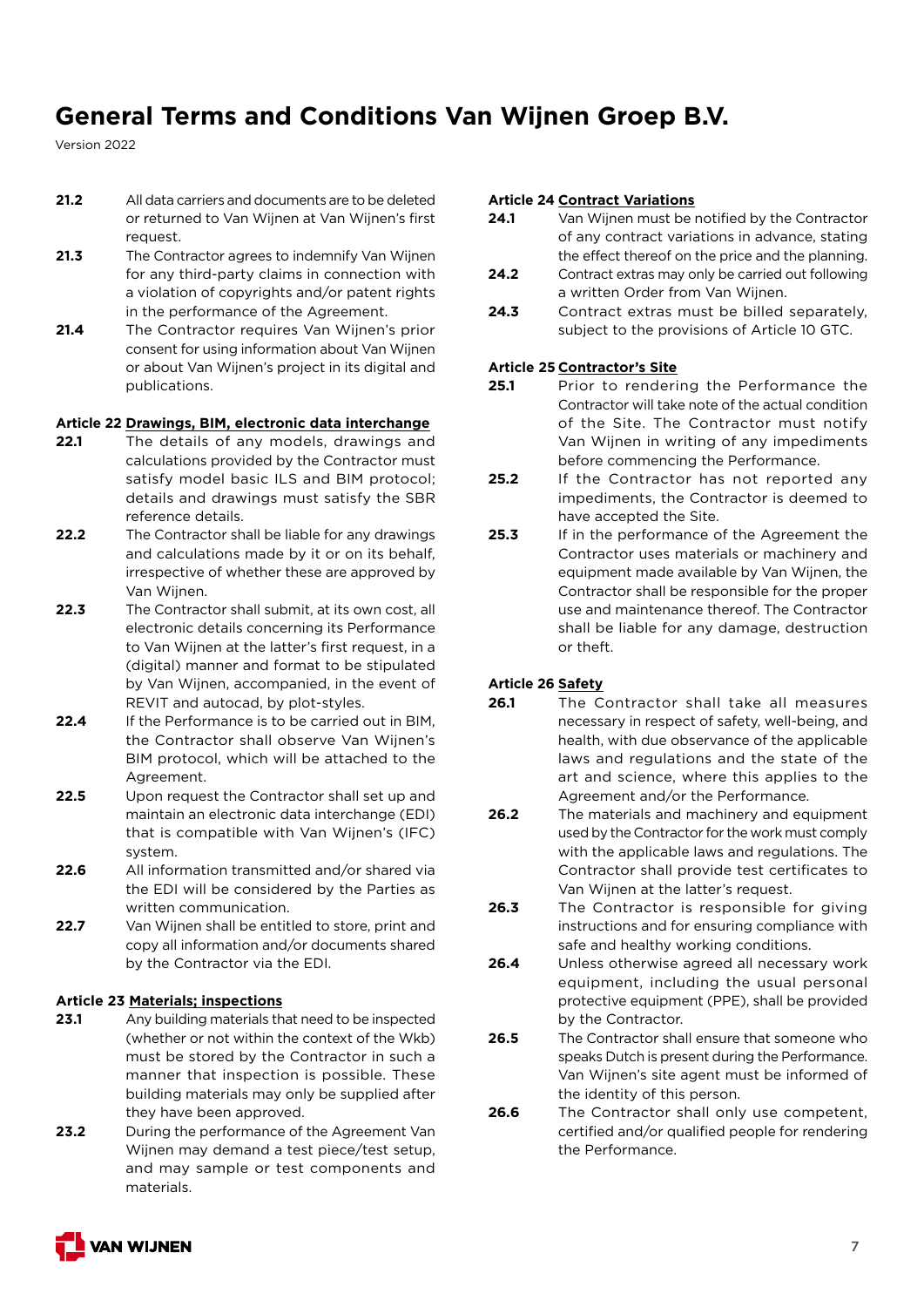**21.2** All data carriers and documents are to be deleted or returned to Van Wijnen at Van Wijnen's first request.

**21.3** The Contractor agrees to indemnify Van Wijnen for any third-party claims in connection with a violation of copyrights and/or patent rights in the performance of the Agreement.

**21.4** The Contractor requires Van Wijnen's prior consent for using information about Van Wijnen or about Van Wijnen's project in its digital and publications.

### Article 22 Drawings, BIM, electronic data interchange

**22.1** The details of any models, drawings and calculations provided by the Contractor must satisfy model basic ILS and BIM protocol; details and drawings must satisfy the SBR reference details.

**22.2** The Contractor shall be liable for any drawings and calculations made by it or on its behalf, irrespective of whether these are approved by Van Wijnen.

**22.3** The Contractor shall submit, at its own cost, all electronic details concerning its Performance to Van Wijnen at the latter's first request, in a (digital) manner and format to be stipulated by Van Wijnen, accompanied, in the event of REVIT and autocad, by plot-styles.

**22.4** If the Performance is to be carried out in BIM, the Contractor shall observe Van Wijnen's BIM protocol, which will be attached to the Agreement.

**22.5** Upon request the Contractor shall set up and maintain an electronic data interchange (EDI) that is compatible with Van Wijnen's (IFC) system.

**22.6** All information transmitted and/or shared via the EDI will be considered by the Parties as written communication.

**22.7** Van Wijnen shall be entitled to store, print and copy all information and/or documents shared by the Contractor via the EDI.

### Article 23 Materials; inspections

**23.1** Any building materials that need to be inspected (whether or not within the context of the Wkb) must be stored by the Contractor in such a manner that inspection is possible. These building materials may only be supplied after they have been approved.

**23.2** During the performance of the Agreement Van Wijnen may demand a test piece/test setup, and may sample or test components and materials.

### Article 24 Contract Variations

**24.1** Van Wijnen must be notified by the Contractor of any contract variations in advance, stating the effect thereof on the price and the planning.

**24.2** Contract extras may only be carried out following a written Order from Van Wijnen.

**24.3** Contract extras must be billed separately, subject to the provisions of Article 10 GTC.

### Article 25 Contractor's Site

**25.1** Prior to rendering the Performance the Contractor will take note of the actual condition of the Site. The Contractor must notify Van Wijnen in writing of any impediments before commencing the Performance.

**25.2** If the Contractor has not reported any impediments, the Contractor is deemed to have accepted the Site.

**25.3** If in the performance of the Agreement the Contractor uses materials or machinery and equipment made available by Van Wijnen, the Contractor shall be responsible for the proper use and maintenance thereof. The Contractor shall be liable for any damage, destruction or theft.

### Article 26 Safety

**26.1** The Contractor shall take all measures necessary in respect of safety, well-being, and health, with due observance of the applicable laws and regulations and the state of the art and science, where this applies to the Agreement and/or the Performance.

**26.2** The materials and machinery and equipment used by the Contractor for the work must comply with the applicable laws and regulations. The Contractor shall provide test certificates to Van Wijnen at the latter's request.

**26.3** The Contractor is responsible for giving instructions and for ensuring compliance with safe and healthy working conditions.

**26.4** Unless otherwise agreed all necessary work equipment, including the usual personal protective equipment (PPE), shall be provided by the Contractor.

**26.5** The Contractor shall ensure that someone who speaks Dutch is present during the Performance. Van Wijnen's site agent must be informed of the identity of this person.

**26.6** The Contractor shall only use competent, certified and/or qualified people for rendering the Performance.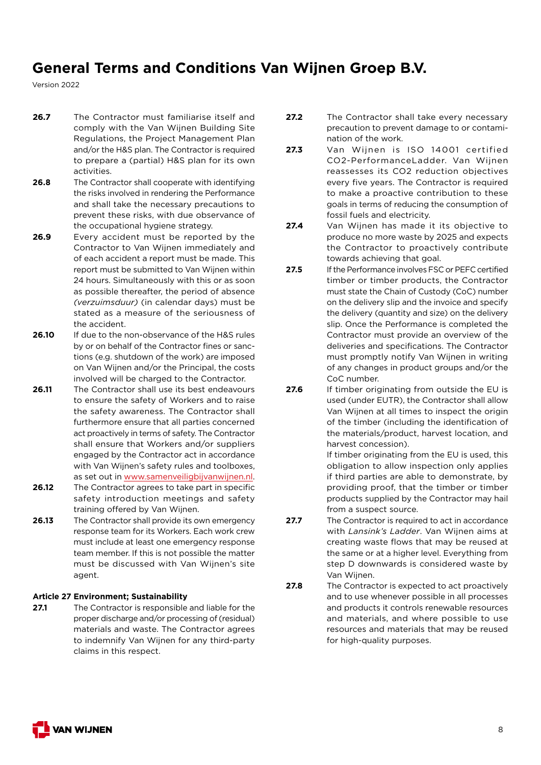**26.7** The Contractor must familiarise itself and comply with the Van Wijnen Building Site Regulations, the Project Management Plan and/or the H&S plan. The Contractor is required to prepare a (partial) H&S plan for its own activities.

**26.8** The Contractor shall cooperate with identifying the risks involved in rendering the Performance and shall take the necessary precautions to prevent these risks, with due observance of the occupational hygiene strategy.

**26.9** Every accident must be reported by the Contractor to Van Wijnen immediately and of each accident a report must be made. This report must be submitted to Van Wijnen within 24 hours. Simultaneously with this or as soon as possible thereafter, the period of absence *(verzuimsduur)* (in calendar days) must be stated as a measure of the seriousness of the accident.

**26.10** If due to the non-observance of the H&S rules by or on behalf of the Contractor fines or sanctions (e.g. shutdown of the work) are imposed on Van Wijnen and/or the Principal, the costs involved will be charged to the Contractor.

**26.11** The Contractor shall use its best endeavours to ensure the safety of Workers and to raise the safety awareness. The Contractor shall furthermore ensure that all parties concerned act proactively in terms of safety. The Contractor shall ensure that Workers and/or suppliers engaged by the Contractor act in accordance with Van Wijnen's safety rules and toolboxes, as set out in www.samenveiligbijvanwijnen.nl.

**26.12** The Contractor agrees to take part in specific safety introduction meetings and safety training offered by Van Wijnen.

**26.13** The Contractor shall provide its own emergency response team for its Workers. Each work crew must include at least one emergency response team member. If this is not possible the matter must be discussed with Van Wijnen's site agent.

**Article 27 Environment; Sustainability**

**27.1** The Contractor is responsible and liable for the proper discharge and/or processing of (residual) materials and waste. The Contractor agrees to indemnify Van Wijnen for any third-party claims in this respect.

**27.2** The Contractor shall take every necessary precaution to prevent damage to or contamination of the work.

**27.3** Van Wijnen is ISO 14001 certified CO2-PerformanceLadder. Van Wijnen reassesses its CO2 reduction objectives every five years. The Contractor is required to make a proactive contribution to these goals in terms of reducing the consumption of fossil fuels and electricity.

**27.4** Van Wijnen has made it its objective to produce no more waste by 2025 and expects the Contractor to proactively contribute towards achieving that goal.

**27.5** If the Performance involves FSC or PEFC certified timber or timber products, the Contractor must state the Chain of Custody (CoC) number on the delivery slip and the invoice and specify the delivery (quantity and size) on the delivery slip. Once the Performance is completed the Contractor must provide an overview of the deliveries and specifications. The Contractor must promptly notify Van Wijnen in writing of any changes in product groups and/or the CoC number.

**27.6** If timber originating from outside the EU is used (under EUTR), the Contractor shall allow Van Wijnen at all times to inspect the origin of the timber (including the identification of the materials/product, harvest location, and harvest concession).
If timber originating from the EU is used, this obligation to allow inspection only applies if third parties are able to demonstrate, by providing proof, that the timber or timber products supplied by the Contractor may hail from a suspect source.

**27.7** The Contractor is required to act in accordance with *Lansink's Ladder*. Van Wijnen aims at creating waste flows that may be reused at the same or at a higher level. Everything from step D downwards is considered waste by Van Wijnen.

**27.8** The Contractor is expected to act proactively and to use whenever possible in all processes and products it controls renewable resources and materials, and where possible to use resources and materials that may be reused for high-quality purposes.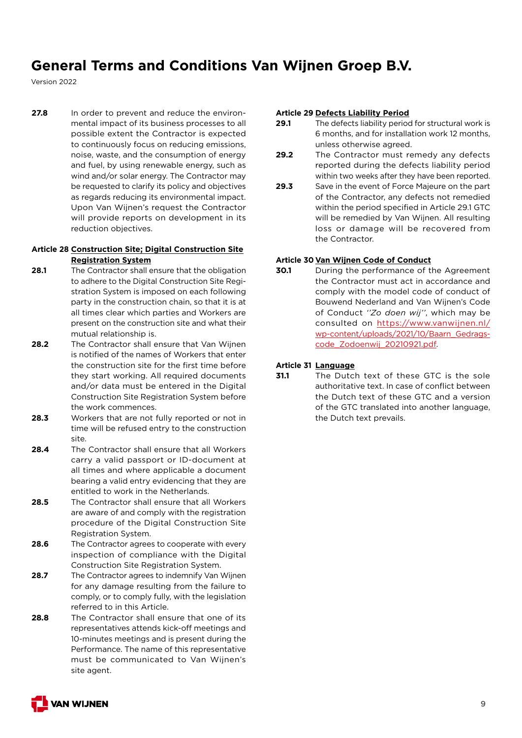# General Terms and Conditions Van Wijnen Groep B.V.

Version 2022

**27.8** In order to prevent and reduce the environmental impact of its business processes to all possible extent the Contractor is expected to continuously focus on reducing emissions, noise, waste, and the consumption of energy and fuel, by using renewable energy, such as wind and/or solar energy. The Contractor may be requested to clarify its policy and objectives as regards reducing its environmental impact. Upon Van Wijnen's request the Contractor will provide reports on development in its reduction objectives.

**Article 28 Construction Site; Digital Construction Site Registration System**

**28.1** The Contractor shall ensure that the obligation to adhere to the Digital Construction Site Registration System is imposed on each following party in the construction chain, so that it is at all times clear which parties and Workers are present on the construction site and what their mutual relationship is.

**28.2** The Contractor shall ensure that Van Wijnen is notified of the names of Workers that enter the construction site for the first time before they start working. All required documents and/or data must be entered in the Digital Construction Site Registration System before the work commences.

**28.3** Workers that are not fully reported or not in time will be refused entry to the construction site.

**28.4** The Contractor shall ensure that all Workers carry a valid passport or ID-document at all times and where applicable a document bearing a valid entry evidencing that they are entitled to work in the Netherlands.

**28.5** The Contractor shall ensure that all Workers are aware of and comply with the registration procedure of the Digital Construction Site Registration System.

**28.6** The Contractor agrees to cooperate with every inspection of compliance with the Digital Construction Site Registration System.

**28.7** The Contractor agrees to indemnify Van Wijnen for any damage resulting from the failure to comply, or to comply fully, with the legislation referred to in this Article.

**28.8** The Contractor shall ensure that one of its representatives attends kick-off meetings and 10-minutes meetings and is present during the Performance. The name of this representative must be communicated to Van Wijnen's site agent.

**Article 29 Defects Liability Period**

**29.1** The defects liability period for structural work is 6 months, and for installation work 12 months, unless otherwise agreed.

**29.2** The Contractor must remedy any defects reported during the defects liability period within two weeks after they have been reported.

**29.3** Save in the event of Force Majeure on the part of the Contractor, any defects not remedied within the period specified in Article 29.1 GTC will be remedied by Van Wijnen. All resulting loss or damage will be recovered from the Contractor.

**Article 30 Van Wijnen Code of Conduct**

**30.1** During the performance of the Agreement the Contractor must act in accordance and comply with the model code of conduct of Bouwend Nederland and Van Wijnen's Code of Conduct *''Zo doen wij''*, which may be consulted on https://www.vanwijnen.nl/wp-content/uploads/2021/10/Baarn_Gedragscode_Zodoenwij_20210921.pdf.

**Article 31 Language**

**31.1** The Dutch text of these GTC is the sole authoritative text. In case of conflict between the Dutch text of these GTC and a version of the GTC translated into another language, the Dutch text prevails.